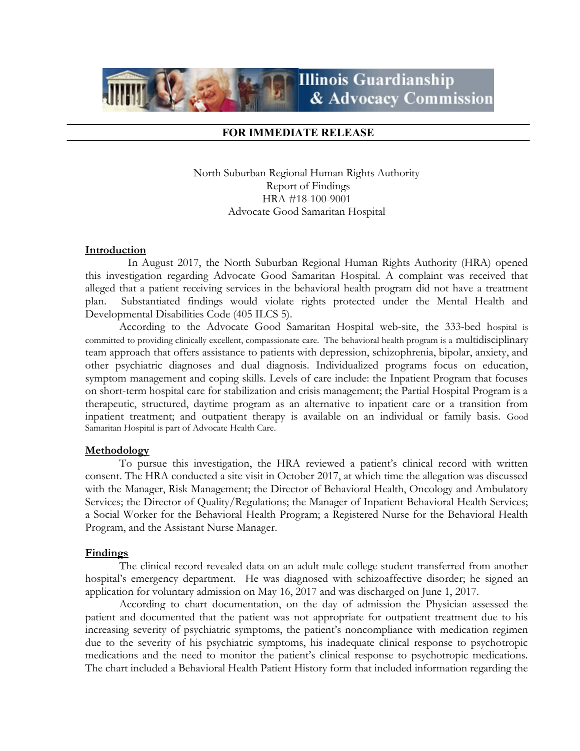Illinois Guardianship & Advocacy Commission

**FOR IMMEDIATE RELEASE**

North Suburban Regional Human Rights Authority
Report of Findings
HRA #18-100-9001
Advocate Good Samaritan Hospital

## Introduction

In August 2017, the North Suburban Regional Human Rights Authority (HRA) opened this investigation regarding Advocate Good Samaritan Hospital. A complaint was received that alleged that a patient receiving services in the behavioral health program did not have a treatment plan. Substantiated findings would violate rights protected under the Mental Health and Developmental Disabilities Code (405 ILCS 5).

According to the Advocate Good Samaritan Hospital web-site, the 333-bed hospital is committed to providing clinically excellent, compassionate care. The behavioral health program is a multidisciplinary team approach that offers assistance to patients with depression, schizophrenia, bipolar, anxiety, and other psychiatric diagnoses and dual diagnosis. Individualized programs focus on education, symptom management and coping skills. Levels of care include: the Inpatient Program that focuses on short-term hospital care for stabilization and crisis management; the Partial Hospital Program is a therapeutic, structured, daytime program as an alternative to inpatient care or a transition from inpatient treatment; and outpatient therapy is available on an individual or family basis. Good Samaritan Hospital is part of Advocate Health Care.

## Methodology

To pursue this investigation, the HRA reviewed a patient's clinical record with written consent. The HRA conducted a site visit in October 2017, at which time the allegation was discussed with the Manager, Risk Management; the Director of Behavioral Health, Oncology and Ambulatory Services; the Director of Quality/Regulations; the Manager of Inpatient Behavioral Health Services; a Social Worker for the Behavioral Health Program; a Registered Nurse for the Behavioral Health Program, and the Assistant Nurse Manager.

## Findings

The clinical record revealed data on an adult male college student transferred from another hospital's emergency department. He was diagnosed with schizoaffective disorder; he signed an application for voluntary admission on May 16, 2017 and was discharged on June 1, 2017.

According to chart documentation, on the day of admission the Physician assessed the patient and documented that the patient was not appropriate for outpatient treatment due to his increasing severity of psychiatric symptoms, the patient's noncompliance with medication regimen due to the severity of his psychiatric symptoms, his inadequate clinical response to psychotropic medications and the need to monitor the patient's clinical response to psychotropic medications. The chart included a Behavioral Health Patient History form that included information regarding the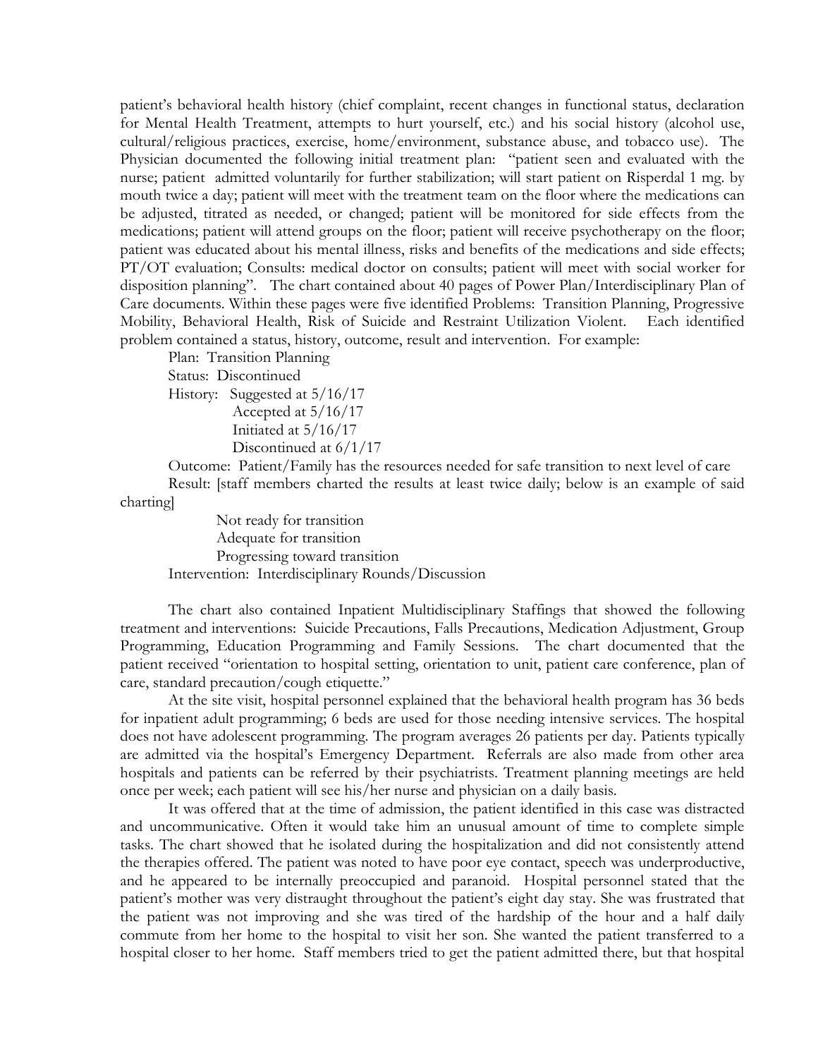patient's behavioral health history (chief complaint, recent changes in functional status, declaration for Mental Health Treatment, attempts to hurt yourself, etc.) and his social history (alcohol use, cultural/religious practices, exercise, home/environment, substance abuse, and tobacco use). The Physician documented the following initial treatment plan: "patient seen and evaluated with the nurse; patient admitted voluntarily for further stabilization; will start patient on Risperdal 1 mg. by mouth twice a day; patient will meet with the treatment team on the floor where the medications can be adjusted, titrated as needed, or changed; patient will be monitored for side effects from the medications; patient will attend groups on the floor; patient will receive psychotherapy on the floor; patient was educated about his mental illness, risks and benefits of the medications and side effects; PT/OT evaluation; Consults: medical doctor on consults; patient will meet with social worker for disposition planning". The chart contained about 40 pages of Power Plan/Interdisciplinary Plan of Care documents. Within these pages were five identified Problems: Transition Planning, Progressive Mobility, Behavioral Health, Risk of Suicide and Restraint Utilization Violent. Each identified problem contained a status, history, outcome, result and intervention. For example:

Plan: Transition Planning

Status: Discontinued

History: Suggested at 5/16/17
Accepted at 5/16/17
Initiated at 5/16/17
Discontinued at 6/1/17

Outcome: Patient/Family has the resources needed for safe transition to next level of care

Result: [staff members charted the results at least twice daily; below is an example of said charting]

Not ready for transition
Adequate for transition
Progressing toward transition

Intervention: Interdisciplinary Rounds/Discussion

The chart also contained Inpatient Multidisciplinary Staffings that showed the following treatment and interventions: Suicide Precautions, Falls Precautions, Medication Adjustment, Group Programming, Education Programming and Family Sessions. The chart documented that the patient received "orientation to hospital setting, orientation to unit, patient care conference, plan of care, standard precaution/cough etiquette."

At the site visit, hospital personnel explained that the behavioral health program has 36 beds for inpatient adult programming; 6 beds are used for those needing intensive services. The hospital does not have adolescent programming. The program averages 26 patients per day. Patients typically are admitted via the hospital's Emergency Department. Referrals are also made from other area hospitals and patients can be referred by their psychiatrists. Treatment planning meetings are held once per week; each patient will see his/her nurse and physician on a daily basis.

It was offered that at the time of admission, the patient identified in this case was distracted and uncommunicative. Often it would take him an unusual amount of time to complete simple tasks. The chart showed that he isolated during the hospitalization and did not consistently attend the therapies offered. The patient was noted to have poor eye contact, speech was underproductive, and he appeared to be internally preoccupied and paranoid. Hospital personnel stated that the patient's mother was very distraught throughout the patient's eight day stay. She was frustrated that the patient was not improving and she was tired of the hardship of the hour and a half daily commute from her home to the hospital to visit her son. She wanted the patient transferred to a hospital closer to her home. Staff members tried to get the patient admitted there, but that hospital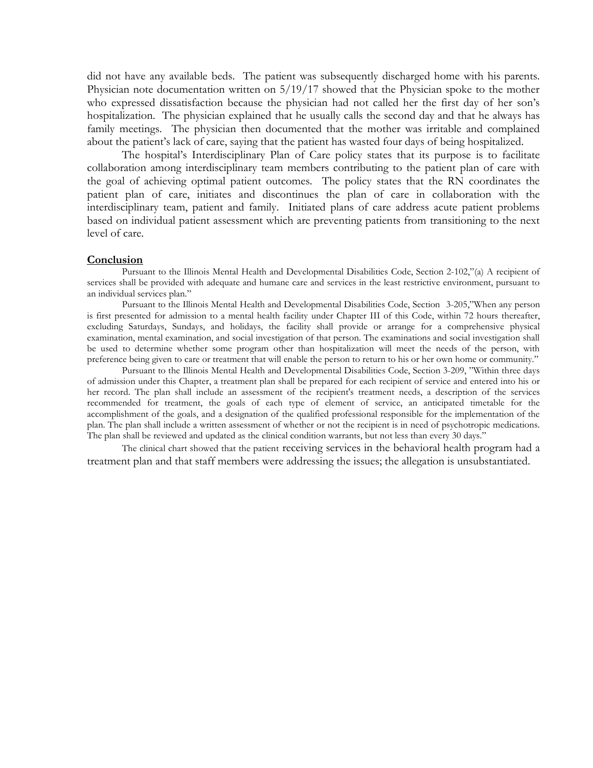did not have any available beds. The patient was subsequently discharged home with his parents. Physician note documentation written on 5/19/17 showed that the Physician spoke to the mother who expressed dissatisfaction because the physician had not called her the first day of her son's hospitalization. The physician explained that he usually calls the second day and that he always has family meetings. The physician then documented that the mother was irritable and complained about the patient's lack of care, saying that the patient has wasted four days of being hospitalized.

The hospital's Interdisciplinary Plan of Care policy states that its purpose is to facilitate collaboration among interdisciplinary team members contributing to the patient plan of care with the goal of achieving optimal patient outcomes. The policy states that the RN coordinates the patient plan of care, initiates and discontinues the plan of care in collaboration with the interdisciplinary team, patient and family. Initiated plans of care address acute patient problems based on individual patient assessment which are preventing patients from transitioning to the next level of care.

**Conclusion**

Pursuant to the Illinois Mental Health and Developmental Disabilities Code, Section 2-102,"(a) A recipient of services shall be provided with adequate and humane care and services in the least restrictive environment, pursuant to an individual services plan."

Pursuant to the Illinois Mental Health and Developmental Disabilities Code, Section 3-205,"When any person is first presented for admission to a mental health facility under Chapter III of this Code, within 72 hours thereafter, excluding Saturdays, Sundays, and holidays, the facility shall provide or arrange for a comprehensive physical examination, mental examination, and social investigation of that person. The examinations and social investigation shall be used to determine whether some program other than hospitalization will meet the needs of the person, with preference being given to care or treatment that will enable the person to return to his or her own home or community."

Pursuant to the Illinois Mental Health and Developmental Disabilities Code, Section 3-209, "Within three days of admission under this Chapter, a treatment plan shall be prepared for each recipient of service and entered into his or her record. The plan shall include an assessment of the recipient's treatment needs, a description of the services recommended for treatment, the goals of each type of element of service, an anticipated timetable for the accomplishment of the goals, and a designation of the qualified professional responsible for the implementation of the plan. The plan shall include a written assessment of whether or not the recipient is in need of psychotropic medications. The plan shall be reviewed and updated as the clinical condition warrants, but not less than every 30 days."

The clinical chart showed that the patient receiving services in the behavioral health program had a treatment plan and that staff members were addressing the issues; the allegation is unsubstantiated.